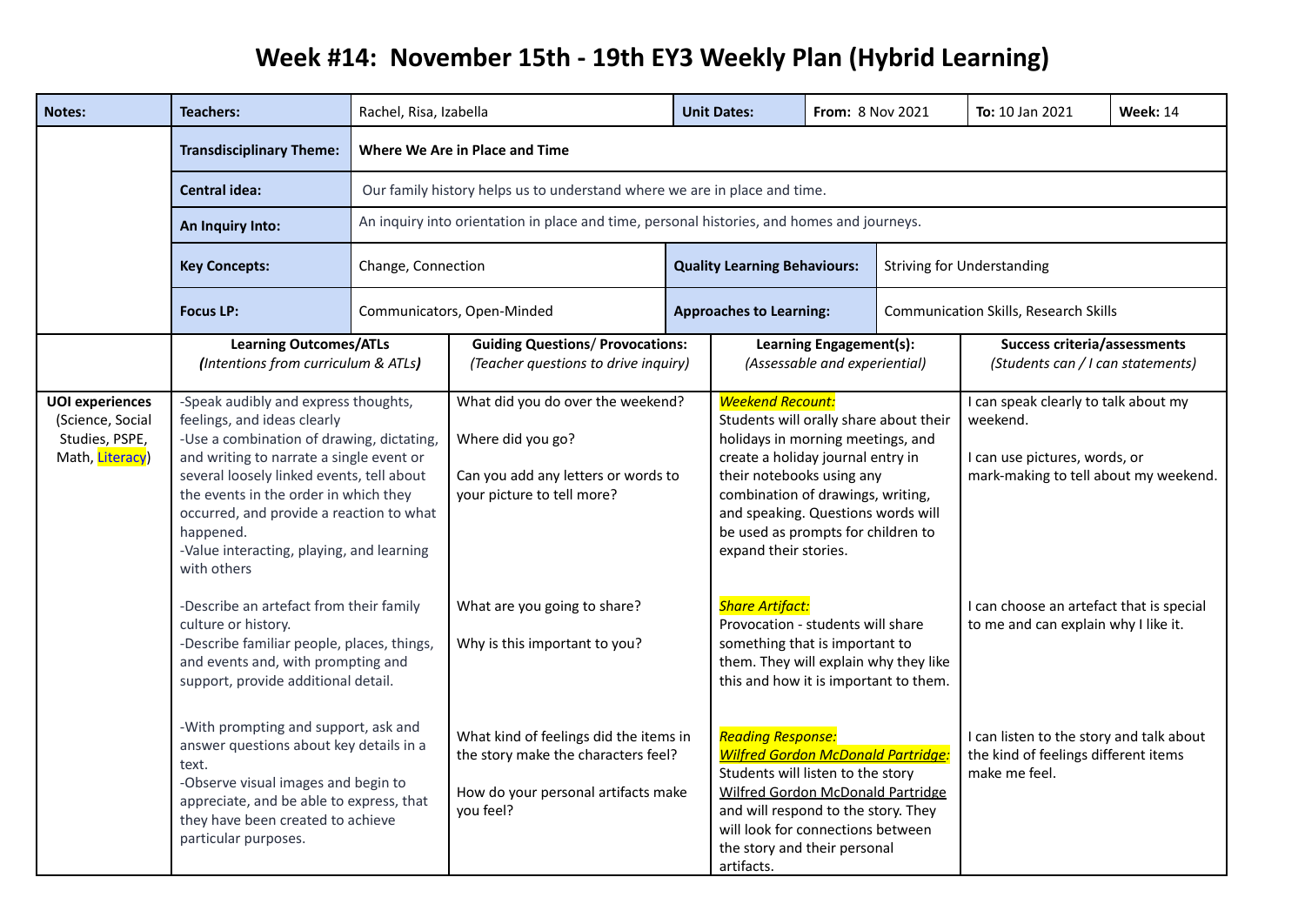# Week #14: November 15th - 19th EY3 Weekly Plan (Hybrid Learning)

| Notes: | Teachers: | Rachel, Risa, Izabella | Unit Dates: | From: 8 Nov 2021 | To: 10 Jan 2021 | Week: 14 |
|---|---|---|---|---|---|---|
| | Transdisciplinary Theme: | Where We Are in Place and Time | | | | |
| | Central idea: | Our family history helps us to understand where we are in place and time. | | | | |
| | An Inquiry Into: | An inquiry into orientation in place and time, personal histories, and homes and journeys. | | | | |
| | Key Concepts: | Change, Connection | Quality Learning Behaviours: | Striving for Understanding | | |
| | Focus LP: | Communicators, Open-Minded | Approaches to Learning: | Communication Skills, Research Skills | | |

| | **Learning Outcomes/ATLs** *(Intentions from curriculum & ATLs)* | **Guiding Questions/ Provocations:** *(Teacher questions to drive inquiry)* | **Learning Engagement(s):** *(Assessable and experiential)* | **Success criteria/assessments** *(Students can / I can statements)* |
|---|---|---|---|---|
| **UOI experiences** (Science, Social Studies, PSPE, Math, Literacy) | -Speak audibly and express thoughts, feelings, and ideas clearly<br>-Use a combination of drawing, dictating, and writing to narrate a single event or several loosely linked events, tell about the events in the order in which they occurred, and provide a reaction to what happened.<br>-Value interacting, playing, and learning with others | What did you do over the weekend?<br><br>Where did you go?<br><br>Can you add any letters or words to your picture to tell more? | *Weekend Recount:*<br>Students will orally share about their holidays in morning meetings, and create a holiday journal entry in their notebooks using any combination of drawings, writing, and speaking. Questions words will be used as prompts for children to expand their stories. | I can speak clearly to talk about my weekend.<br><br>I can use pictures, words, or mark-making to tell about my weekend. |
| | -Describe an artefact from their family culture or history.<br>-Describe familiar people, places, things, and events and, with prompting and support, provide additional detail. | What are you going to share?<br><br>Why is this important to you? | *Share Artifact:*<br>Provocation - students will share something that is important to them. They will explain why they like this and how it is important to them. | I can choose an artefact that is special to me and can explain why I like it. |
| | -With prompting and support, ask and answer questions about key details in a text.<br>-Observe visual images and begin to appreciate, and be able to express, that they have been created to achieve particular purposes. | What kind of feelings did the items in the story make the characters feel?<br><br>How do your personal artifacts make you feel? | *Reading Response:*<br>*Wilfred Gordon McDonald Partridge:*<br>Students will listen to the story Wilfred Gordon McDonald Partridge and will respond to the story. They will look for connections between the story and their personal artifacts. | I can listen to the story and talk about the kind of feelings different items make me feel. |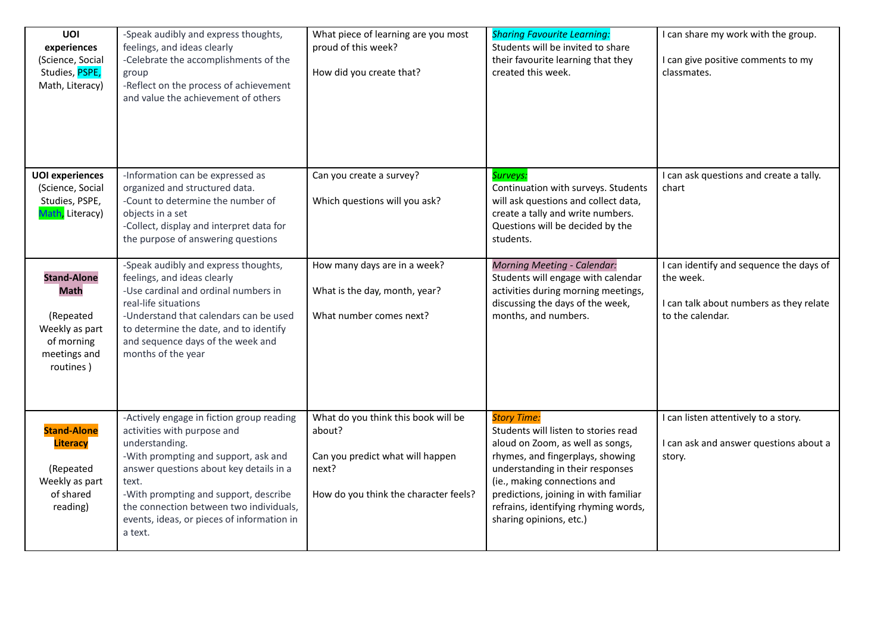| | | | | |
|---|---|---|---|---|
| **UOI experiences** (Science, Social Studies, PSPE, Math, Literacy) | -Speak audibly and express thoughts, feelings, and ideas clearly<br>-Celebrate the accomplishments of the group<br>-Reflect on the process of achievement and value the achievement of others | What piece of learning are you most proud of this week?<br><br>How did you create that? | *Sharing Favourite Learning:*<br>Students will be invited to share their favourite learning that they created this week. | I can share my work with the group.<br><br>I can give positive comments to my classmates. |
| **UOI experiences** (Science, Social Studies, PSPE, Math, Literacy) | -Information can be expressed as organized and structured data.<br>-Count to determine the number of objects in a set<br>-Collect, display and interpret data for the purpose of answering questions | Can you create a survey?<br><br>Which questions will you ask? | *Surveys:*<br>Continuation with surveys. Students will ask questions and collect data, create a tally and write numbers. Questions will be decided by the students. | I can ask questions and create a tally. chart |
| **Stand-Alone Math**<br><br>(Repeated Weekly as part of morning meetings and routines ) | -Speak audibly and express thoughts, feelings, and ideas clearly<br>-Use cardinal and ordinal numbers in real-life situations<br>-Understand that calendars can be used to determine the date, and to identify and sequence days of the week and months of the year | How many days are in a week?<br><br>What is the day, month, year?<br><br>What number comes next? | *Morning Meeting - Calendar:*<br>Students will engage with calendar activities during morning meetings, discussing the days of the week, months, and numbers. | I can identify and sequence the days of the week.<br><br>I can talk about numbers as they relate to the calendar. |
| **Stand-Alone Literacy**<br><br>(Repeated Weekly as part of shared reading) | -Actively engage in fiction group reading activities with purpose and understanding.<br>-With prompting and support, ask and answer questions about key details in a text.<br>-With prompting and support, describe the connection between two individuals, events, ideas, or pieces of information in a text. | What do you think this book will be about?<br><br>Can you predict what will happen next?<br><br>How do you think the character feels? | *Story Time:*<br>Students will listen to stories read aloud on Zoom, as well as songs, rhymes, and fingerplays, showing understanding in their responses (ie., making connections and predictions, joining in with familiar refrains, identifying rhyming words, sharing opinions, etc.) | I can listen attentively to a story.<br><br>I can ask and answer questions about a story. |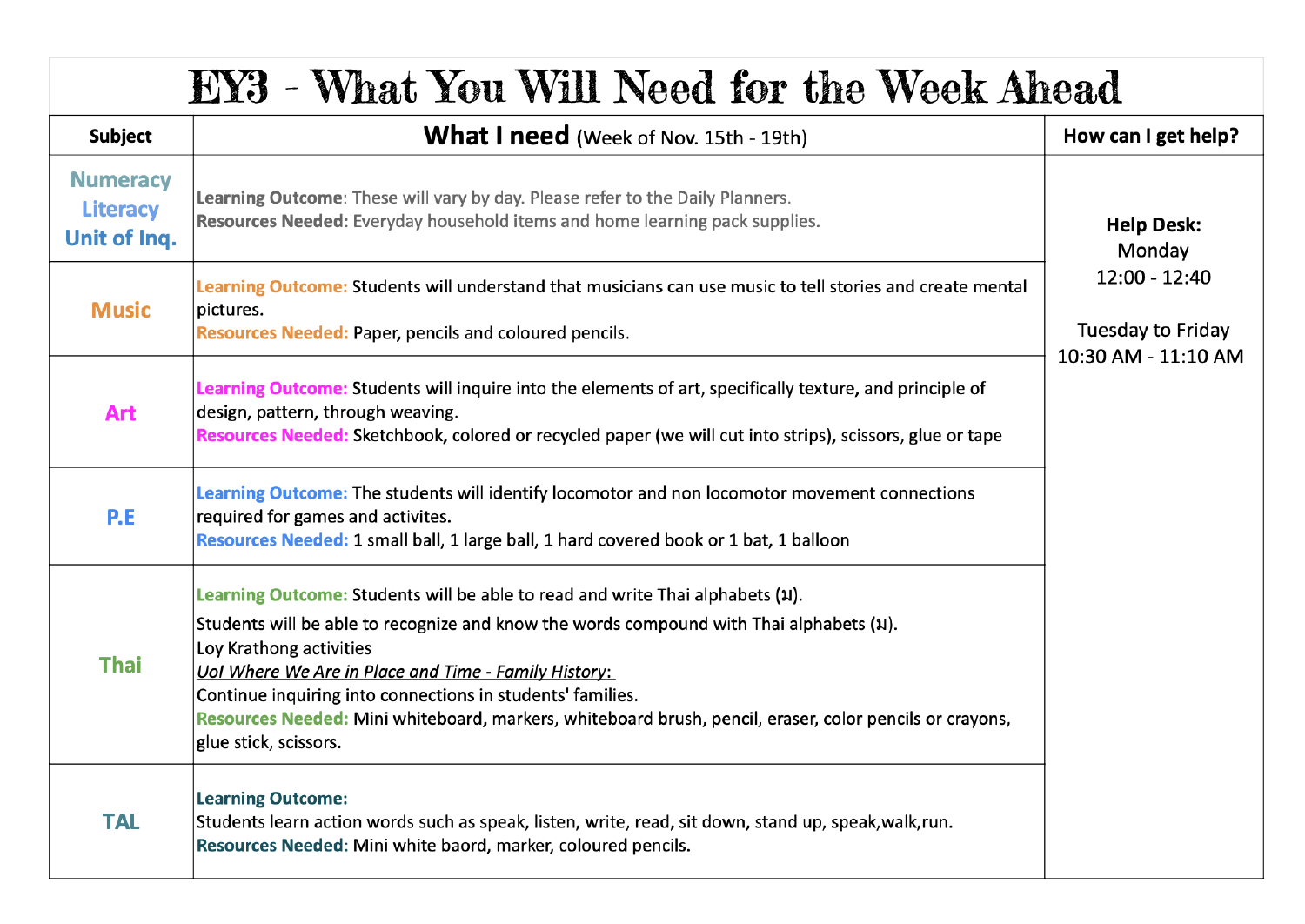# EY3 - What You Will Need for the Week Ahead

| Subject | **What I need** (Week of Nov. 15th - 19th) | How can I get help? |
|---|---|---|
| Numeracy<br>Literacy<br>Unit of Inq. | **Learning Outcome**: These will vary by day. Please refer to the Daily Planners.<br>**Resources Needed:** Everyday household items and home learning pack supplies. | **Help Desk:**<br>Monday<br>12:00 - 12:40<br><br>Tuesday to Friday<br>10:30 AM - 11:10 AM |
| Music | **Learning Outcome:** Students will understand that musicians can use music to tell stories and create mental pictures.<br>**Resources Needed:** Paper, pencils and coloured pencils. | |
| Art | **Learning Outcome:** Students will inquire into the elements of art, specifically texture, and principle of design, pattern, through weaving.<br>**Resources Needed:** Sketchbook, colored or recycled paper (we will cut into strips), scissors, glue or tape | |
| P.E | **Learning Outcome:** The students will identify locomotor and non locomotor movement connections required for games and activites.<br>**Resources Needed:** 1 small ball, 1 large ball, 1 hard covered book or 1 bat, 1 balloon | |
| Thai | **Learning Outcome:** Students will be able to read and write Thai alphabets (ม).<br>Students will be able to recognize and know the words compound with Thai alphabets (ม).<br>Loy Krathong activities<br>*UoI Where We Are in Place and Time - Family History:*<br>Continue inquiring into connections in students' families.<br>**Resources Needed:** Mini whiteboard, markers, whiteboard brush, pencil, eraser, color pencils or crayons, glue stick, scissors. | |
| TAL | **Learning Outcome:**<br>Students learn action words such as speak, listen, write, read, sit down, stand up, speak,walk,run.<br>**Resources Needed:** Mini white baord, marker, coloured pencils. | |